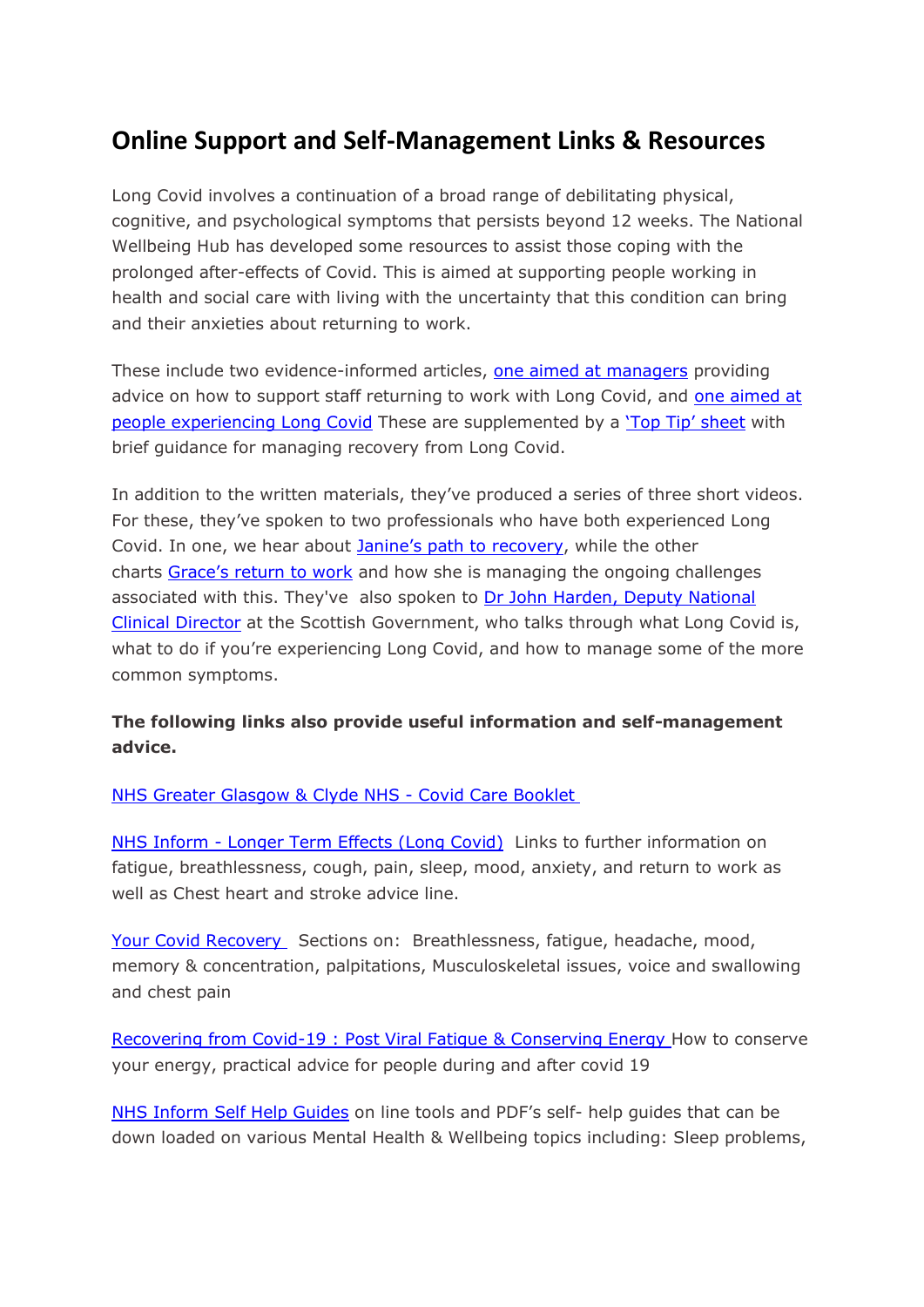# Online Support and Self-Management Links & Resources

Long Covid involves a continuation of a broad range of debilitating physical, cognitive, and psychological symptoms that persists beyond 12 weeks. The National Wellbeing Hub has developed some resources to assist those coping with the prolonged after-effects of Covid. This is aimed at supporting people working in health and social care with living with the uncertainty that this condition can bring and their anxieties about returning to work.

These include two evidence-informed articles, one aimed at managers providing advice on how to support staff returning to work with Long Covid, and one aimed at people experiencing Long Covid These are supplemented by a 'Top Tip' sheet with brief guidance for managing recovery from Long Covid.

In addition to the written materials, they've produced a series of three short videos. For these, they've spoken to two professionals who have both experienced Long Covid. In one, we hear about Janine's path to recovery, while the other charts Grace's return to work and how she is managing the ongoing challenges associated with this. They've also spoken to Dr John Harden, Deputy National Clinical Director at the Scottish Government, who talks through what Long Covid is, what to do if you're experiencing Long Covid, and how to manage some of the more common symptoms.

**The following links also provide useful information and self-management advice.**

NHS Greater Glasgow & Clyde NHS - Covid Care Booklet

NHS Inform - Longer Term Effects (Long Covid) Links to further information on fatigue, breathlessness, cough, pain, sleep, mood, anxiety, and return to work as well as Chest heart and stroke advice line.

Your Covid Recovery Sections on: Breathlessness, fatigue, headache, mood, memory & concentration, palpitations, Musculoskeletal issues, voice and swallowing and chest pain

Recovering from Covid-19 : Post Viral Fatigue & Conserving Energy How to conserve your energy, practical advice for people during and after covid 19

NHS Inform Self Help Guides on line tools and PDF's self- help guides that can be down loaded on various Mental Health & Wellbeing topics including: Sleep problems,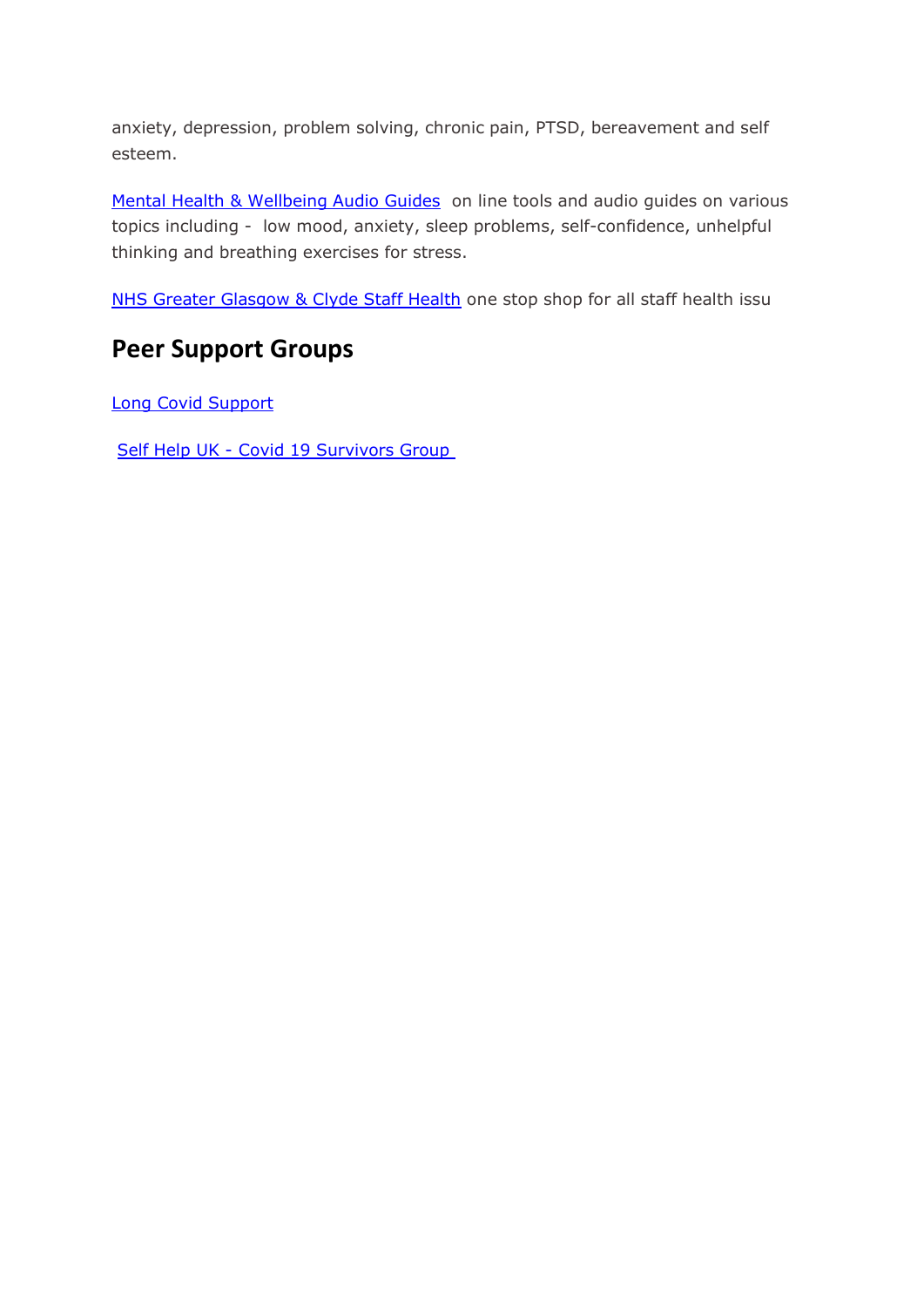anxiety, depression, problem solving, chronic pain, PTSD, bereavement and self esteem.

Mental Health & Wellbeing Audio Guides on line tools and audio guides on various topics including - low mood, anxiety, sleep problems, self-confidence, unhelpful thinking and breathing exercises for stress.

NHS Greater Glasgow & Clyde Staff Health one stop shop for all staff health issu

## Peer Support Groups

Long Covid Support

Self Help UK - Covid 19 Survivors Group